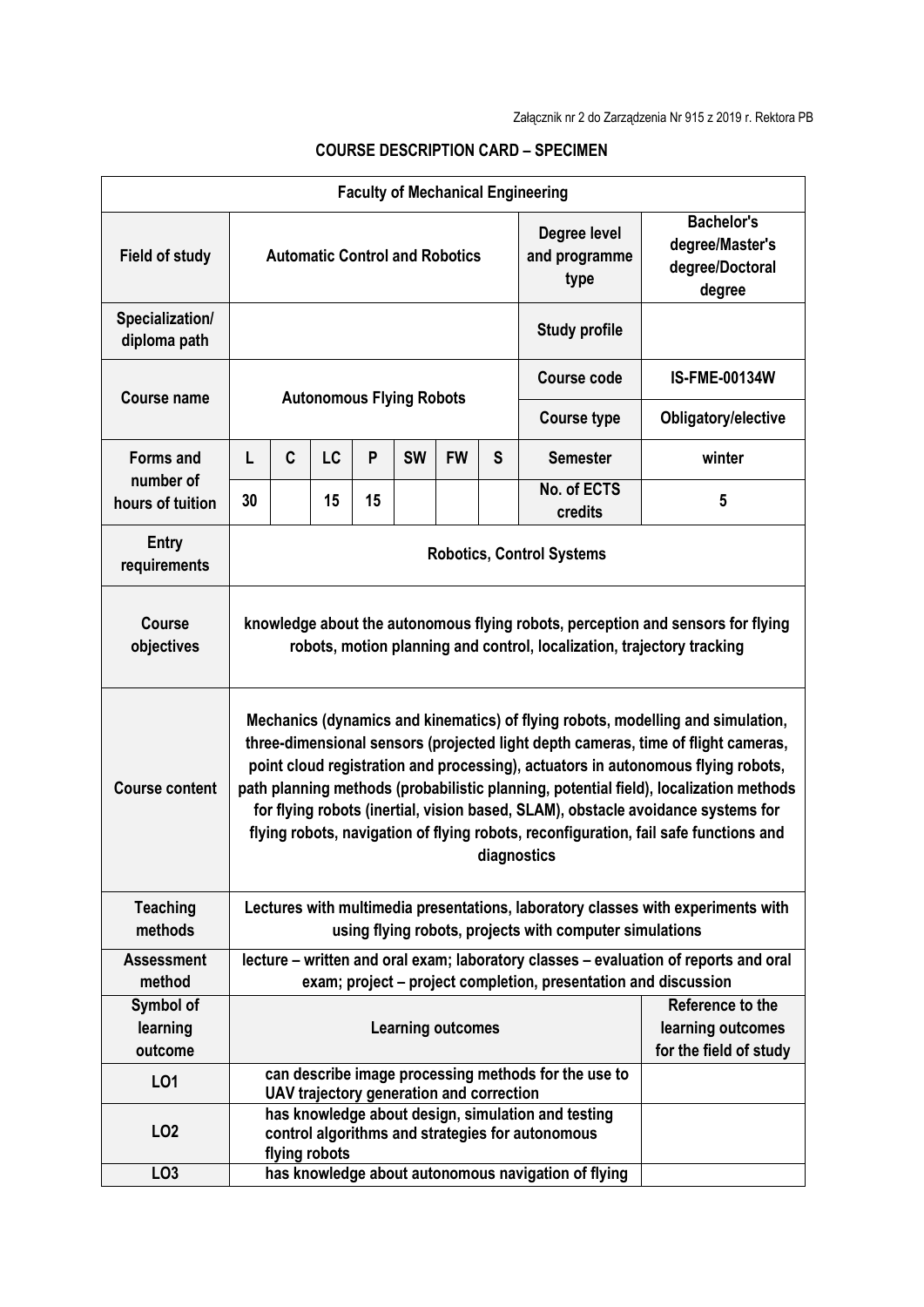Załącznik nr 2 do Zarządzenia Nr 915 z 2019 r. Rektora PB

## COURSE DESCRIPTION CARD – SPECIMEN

| Faculty of Mechanical Engineering | | | | | | | | | |
|---|---|---|---|---|---|---|---|---|---|
| **Field of study** | **Automatic Control and Robotics** | | | | | | | **Degree level and programme type** | **Bachelor's degree/Master's degree/Doctoral degree** |
| **Specialization/ diploma path** | | | | | | | | **Study profile** | |
| **Course name** | **Autonomous Flying Robots** | | | | | | | **Course code** | **IS-FME-00134W** |
| | | | | | | | | **Course type** | **Obligatory/elective** |
| **Forms and number of hours of tuition** | **L** | **C** | **LC** | **P** | **SW** | **FW** | **S** | **Semester** | **winter** |
| | **30** | | **15** | **15** | | | | **No. of ECTS credits** | **5** |
| **Entry requirements** | **Robotics, Control Systems** | | | | | | | | |
| **Course objectives** | **knowledge about the autonomous flying robots, perception and sensors for flying robots, motion planning and control, localization, trajectory tracking** | | | | | | | | |
| **Course content** | **Mechanics (dynamics and kinematics) of flying robots, modelling and simulation, three-dimensional sensors (projected light depth cameras, time of flight cameras, point cloud registration and processing), actuators in autonomous flying robots, path planning methods (probabilistic planning, potential field), localization methods for flying robots (inertial, vision based, SLAM), obstacle avoidance systems for flying robots, navigation of flying robots, reconfiguration, fail safe functions and diagnostics** | | | | | | | | |
| **Teaching methods** | **Lectures with multimedia presentations, laboratory classes with experiments with using flying robots, projects with computer simulations** | | | | | | | | |
| **Assessment method** | **lecture – written and oral exam; laboratory classes – evaluation of reports and oral exam; project – project completion, presentation and discussion** | | | | | | | | |
| **Symbol of learning outcome** | **Learning outcomes** | | | | | | | | **Reference to the learning outcomes for the field of study** |
| **LO1** | **can describe image processing methods for the use to UAV trajectory generation and correction** | | | | | | | | |
| **LO2** | **has knowledge about design, simulation and testing control algorithms and strategies for autonomous flying robots** | | | | | | | | |
| **LO3** | **has knowledge about autonomous navigation of flying** | | | | | | | | |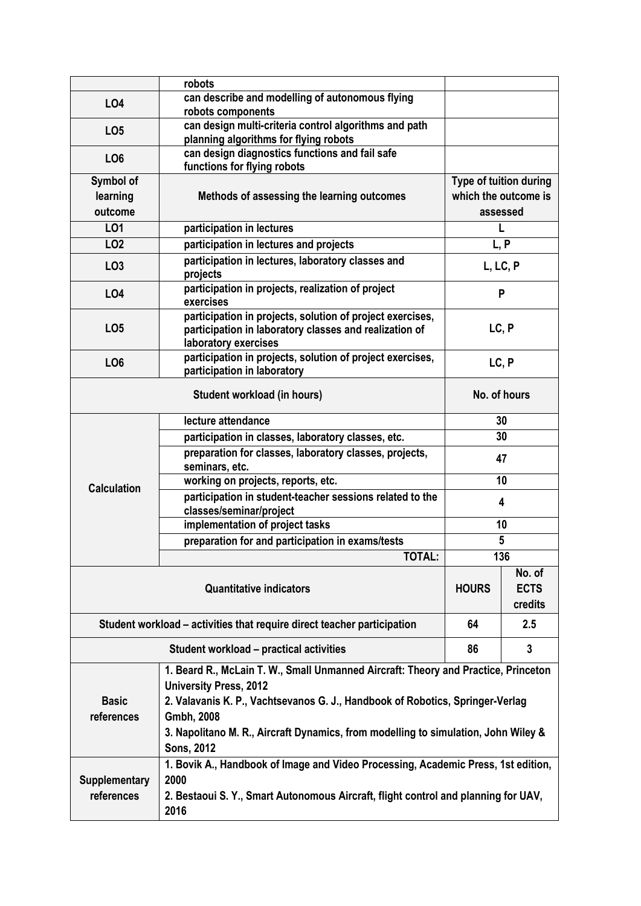| | robots | |
|---|---|---|
| LO4 | can describe and modelling of autonomous flying robots components | |
| LO5 | can design multi-criteria control algorithms and path planning algorithms for flying robots | |
| LO6 | can design diagnostics functions and fail safe functions for flying robots | |

| Symbol of learning outcome | Methods of assessing the learning outcomes | Type of tuition during which the outcome is assessed |
|---|---|---|
| LO1 | participation in lectures | L |
| LO2 | participation in lectures and projects | L, P |
| LO3 | participation in lectures, laboratory classes and projects | L, LC, P |
| LO4 | participation in projects, realization of project exercises | P |
| LO5 | participation in projects, solution of project exercises, participation in laboratory classes and realization of laboratory exercises | LC, P |
| LO6 | participation in projects, solution of project exercises, participation in laboratory | LC, P |

| Student workload (in hours) | | No. of hours |
|---|---|---|
| Calculation | lecture attendance | 30 |
| | participation in classes, laboratory classes, etc. | 30 |
| | preparation for classes, laboratory classes, projects, seminars, etc. | 47 |
| | working on projects, reports, etc. | 10 |
| | participation in student-teacher sessions related to the classes/seminar/project | 4 |
| | implementation of project tasks | 10 |
| | preparation for and participation in exams/tests | 5 |
| | **TOTAL:** | 136 |

| Quantitative indicators | HOURS | No. of ECTS credits |
|---|---|---|
| Student workload – activities that require direct teacher participation | 64 | 2.5 |
| Student workload – practical activities | 86 | 3 |

| | |
|---|---|
| Basic references | 1. Beard R., McLain T. W., Small Unmanned Aircraft: Theory and Practice, Princeton University Press, 2012<br>2. Valavanis K. P., Vachtsevanos G. J., Handbook of Robotics, Springer-Verlag Gmbh, 2008<br>3. Napolitano M. R., Aircraft Dynamics, from modelling to simulation, John Wiley & Sons, 2012 |
| Supplementary references | 1. Bovik A., Handbook of Image and Video Processing, Academic Press, 1st edition, 2000<br>2. Bestaoui S. Y., Smart Autonomous Aircraft, flight control and planning for UAV, 2016 |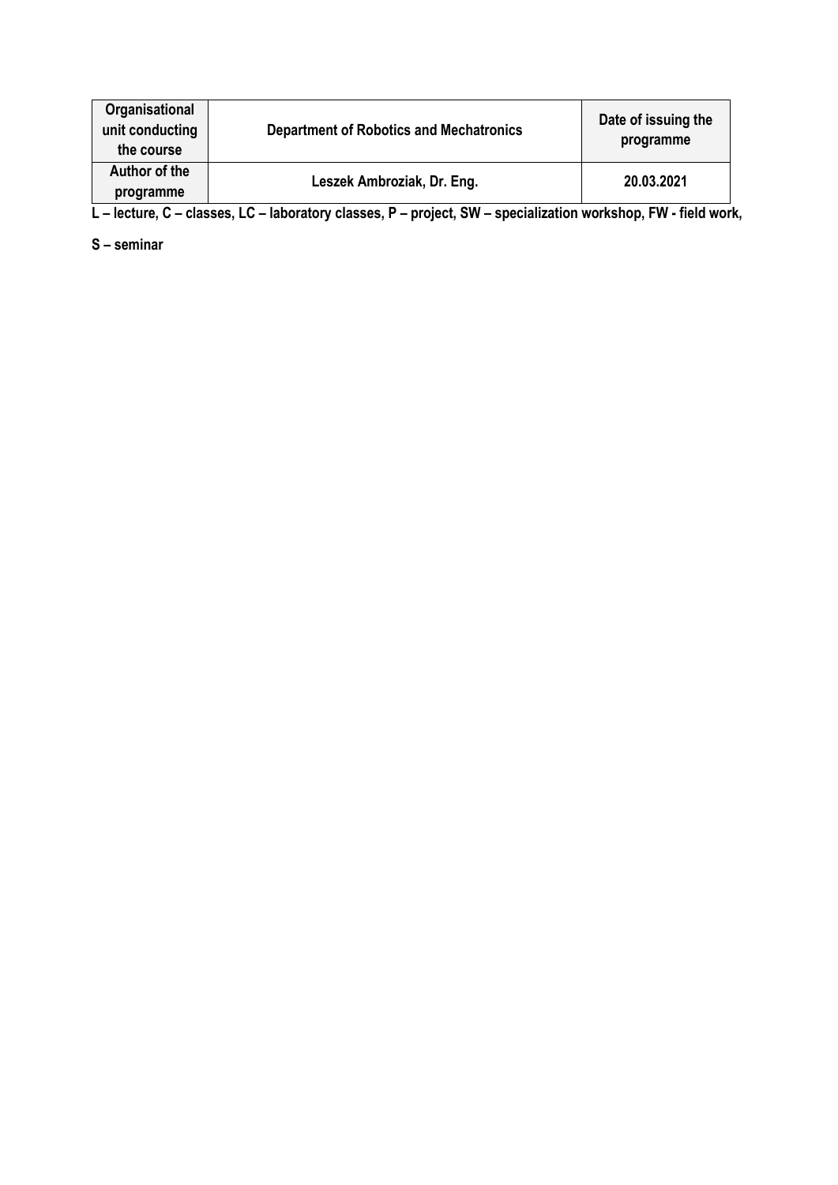| | | | |
|---|---|---|---|
| **Organisational unit conducting the course** | **Department of Robotics and Mechatronics** | **Date of issuing the programme** | |
| **Author of the programme** | **Leszek Ambroziak, Dr. Eng.** | **20.03.2021** | |

**L – lecture, C – classes, LC – laboratory classes, P – project, SW – specialization workshop, FW - field work,**

**S – seminar**